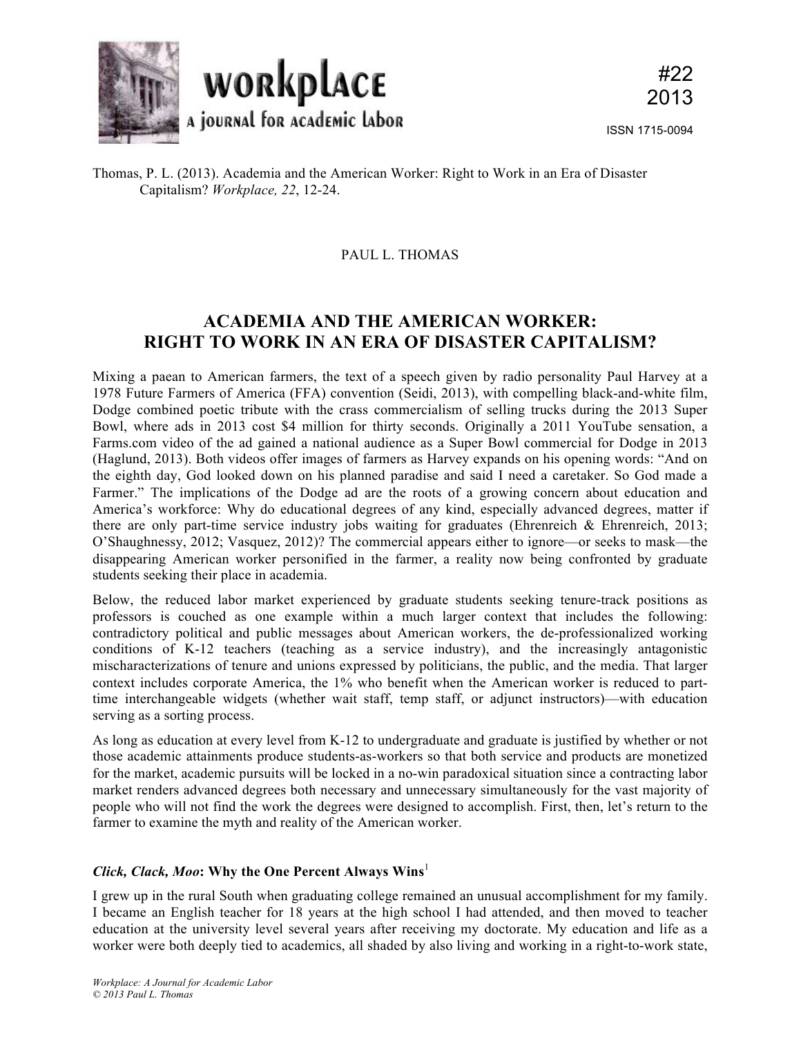Thomas, P. L. (2013). Academia and the American Worker: Right to Work in an Era of Disaster Capitalism? *Workplace, 22*, 12-24.

PAUL L. THOMAS

# ACADEMIA AND THE AMERICAN WORKER: RIGHT TO WORK IN AN ERA OF DISASTER CAPITALISM?

Mixing a paean to American farmers, the text of a speech given by radio personality Paul Harvey at a 1978 Future Farmers of America (FFA) convention (Seidi, 2013), with compelling black-and-white film, Dodge combined poetic tribute with the crass commercialism of selling trucks during the 2013 Super Bowl, where ads in 2013 cost $4 million for thirty seconds. Originally a 2011 YouTube sensation, a Farms.com video of the ad gained a national audience as a Super Bowl commercial for Dodge in 2013 (Haglund, 2013). Both videos offer images of farmers as Harvey expands on his opening words: "And on the eighth day, God looked down on his planned paradise and said I need a caretaker. So God made a Farmer." The implications of the Dodge ad are the roots of a growing concern about education and America's workforce: Why do educational degrees of any kind, especially advanced degrees, matter if there are only part-time service industry jobs waiting for graduates (Ehrenreich & Ehrenreich, 2013; O'Shaughnessy, 2012; Vasquez, 2012)? The commercial appears either to ignore—or seeks to mask—the disappearing American worker personified in the farmer, a reality now being confronted by graduate students seeking their place in academia.

Below, the reduced labor market experienced by graduate students seeking tenure-track positions as professors is couched as one example within a much larger context that includes the following: contradictory political and public messages about American workers, the de-professionalized working conditions of K-12 teachers (teaching as a service industry), and the increasingly antagonistic mischaracterizations of tenure and unions expressed by politicians, the public, and the media. That larger context includes corporate America, the 1% who benefit when the American worker is reduced to part-time interchangeable widgets (whether wait staff, temp staff, or adjunct instructors)—with education serving as a sorting process.

As long as education at every level from K-12 to undergraduate and graduate is justified by whether or not those academic attainments produce students-as-workers so that both service and products are monetized for the market, academic pursuits will be locked in a no-win paradoxical situation since a contracting labor market renders advanced degrees both necessary and unnecessary simultaneously for the vast majority of people who will not find the work the degrees were designed to accomplish. First, then, let's return to the farmer to examine the myth and reality of the American worker.

## *Click, Clack, Moo*: Why the One Percent Always Wins[1]

I grew up in the rural South when graduating college remained an unusual accomplishment for my family. I became an English teacher for 18 years at the high school I had attended, and then moved to teacher education at the university level several years after receiving my doctorate. My education and life as a worker were both deeply tied to academics, all shaded by also living and working in a right-to-work state,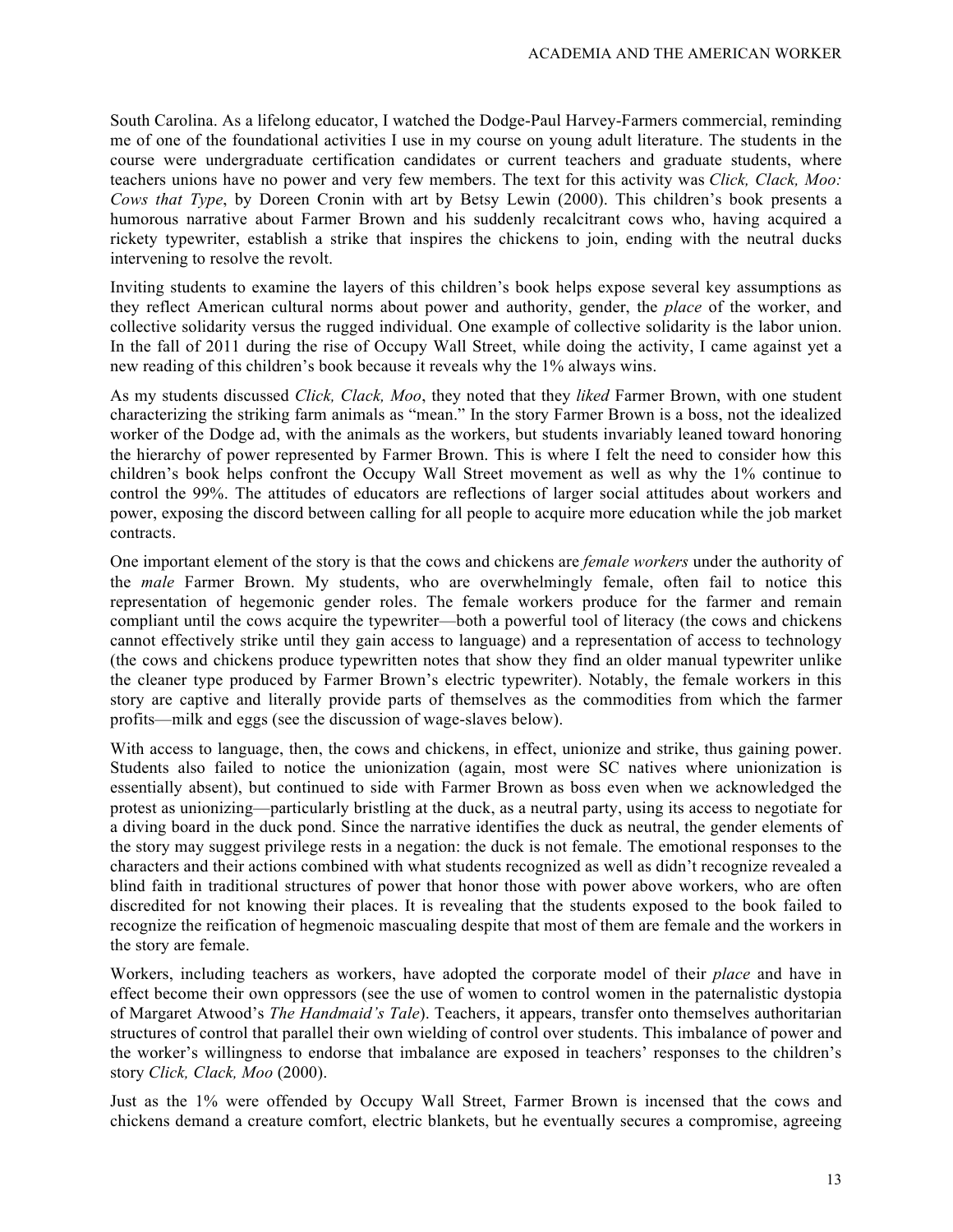South Carolina. As a lifelong educator, I watched the Dodge-Paul Harvey-Farmers commercial, reminding me of one of the foundational activities I use in my course on young adult literature. The students in the course were undergraduate certification candidates or current teachers and graduate students, where teachers unions have no power and very few members. The text for this activity was *Click, Clack, Moo: Cows that Type*, by Doreen Cronin with art by Betsy Lewin (2000). This children's book presents a humorous narrative about Farmer Brown and his suddenly recalcitrant cows who, having acquired a rickety typewriter, establish a strike that inspires the chickens to join, ending with the neutral ducks intervening to resolve the revolt.

Inviting students to examine the layers of this children's book helps expose several key assumptions as they reflect American cultural norms about power and authority, gender, the *place* of the worker, and collective solidarity versus the rugged individual. One example of collective solidarity is the labor union. In the fall of 2011 during the rise of Occupy Wall Street, while doing the activity, I came against yet a new reading of this children's book because it reveals why the 1% always wins.

As my students discussed *Click, Clack, Moo*, they noted that they *liked* Farmer Brown, with one student characterizing the striking farm animals as "mean." In the story Farmer Brown is a boss, not the idealized worker of the Dodge ad, with the animals as the workers, but students invariably leaned toward honoring the hierarchy of power represented by Farmer Brown. This is where I felt the need to consider how this children's book helps confront the Occupy Wall Street movement as well as why the 1% continue to control the 99%. The attitudes of educators are reflections of larger social attitudes about workers and power, exposing the discord between calling for all people to acquire more education while the job market contracts.

One important element of the story is that the cows and chickens are *female workers* under the authority of the *male* Farmer Brown. My students, who are overwhelmingly female, often fail to notice this representation of hegemonic gender roles. The female workers produce for the farmer and remain compliant until the cows acquire the typewriter—both a powerful tool of literacy (the cows and chickens cannot effectively strike until they gain access to language) and a representation of access to technology (the cows and chickens produce typewritten notes that show they find an older manual typewriter unlike the cleaner type produced by Farmer Brown's electric typewriter). Notably, the female workers in this story are captive and literally provide parts of themselves as the commodities from which the farmer profits—milk and eggs (see the discussion of wage-slaves below).

With access to language, then, the cows and chickens, in effect, unionize and strike, thus gaining power. Students also failed to notice the unionization (again, most were SC natives where unionization is essentially absent), but continued to side with Farmer Brown as boss even when we acknowledged the protest as unionizing—particularly bristling at the duck, as a neutral party, using its access to negotiate for a diving board in the duck pond. Since the narrative identifies the duck as neutral, the gender elements of the story may suggest privilege rests in a negation: the duck is not female. The emotional responses to the characters and their actions combined with what students recognized as well as didn't recognize revealed a blind faith in traditional structures of power that honor those with power above workers, who are often discredited for not knowing their places. It is revealing that the students exposed to the book failed to recognize the reification of hegmenoic mascualing despite that most of them are female and the workers in the story are female.

Workers, including teachers as workers, have adopted the corporate model of their *place* and have in effect become their own oppressors (see the use of women to control women in the paternalistic dystopia of Margaret Atwood's *The Handmaid's Tale*). Teachers, it appears, transfer onto themselves authoritarian structures of control that parallel their own wielding of control over students. This imbalance of power and the worker's willingness to endorse that imbalance are exposed in teachers' responses to the children's story *Click, Clack, Moo* (2000).

Just as the 1% were offended by Occupy Wall Street, Farmer Brown is incensed that the cows and chickens demand a creature comfort, electric blankets, but he eventually secures a compromise, agreeing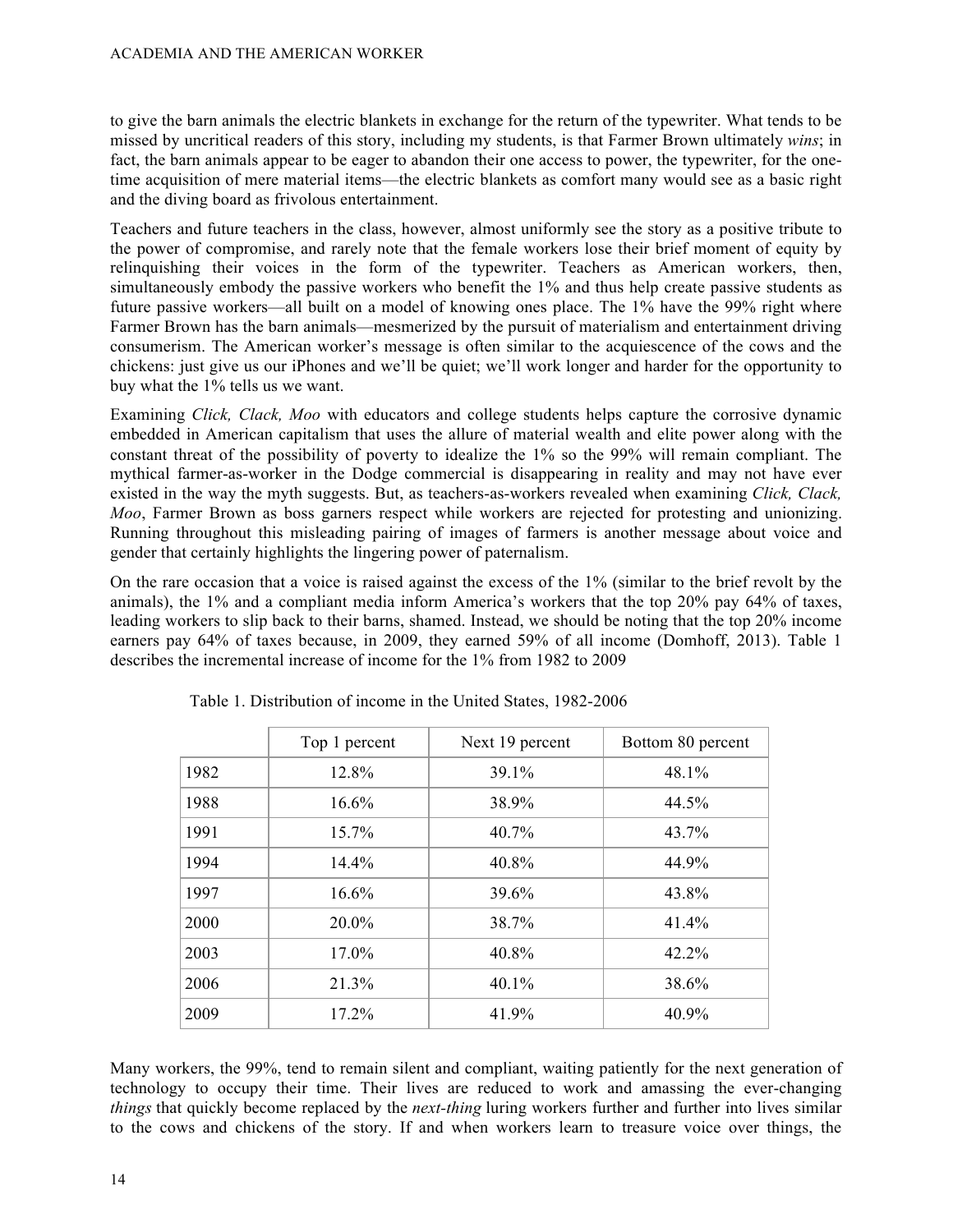to give the barn animals the electric blankets in exchange for the return of the typewriter. What tends to be missed by uncritical readers of this story, including my students, is that Farmer Brown ultimately *wins*; in fact, the barn animals appear to be eager to abandon their one access to power, the typewriter, for the one-time acquisition of mere material items—the electric blankets as comfort many would see as a basic right and the diving board as frivolous entertainment.

Teachers and future teachers in the class, however, almost uniformly see the story as a positive tribute to the power of compromise, and rarely note that the female workers lose their brief moment of equity by relinquishing their voices in the form of the typewriter. Teachers as American workers, then, simultaneously embody the passive workers who benefit the 1% and thus help create passive students as future passive workers—all built on a model of knowing ones place. The 1% have the 99% right where Farmer Brown has the barn animals—mesmerized by the pursuit of materialism and entertainment driving consumerism. The American worker's message is often similar to the acquiescence of the cows and the chickens: just give us our iPhones and we'll be quiet; we'll work longer and harder for the opportunity to buy what the 1% tells us we want.

Examining *Click, Clack, Moo* with educators and college students helps capture the corrosive dynamic embedded in American capitalism that uses the allure of material wealth and elite power along with the constant threat of the possibility of poverty to idealize the 1% so the 99% will remain compliant. The mythical farmer-as-worker in the Dodge commercial is disappearing in reality and may not have ever existed in the way the myth suggests. But, as teachers-as-workers revealed when examining *Click, Clack, Moo*, Farmer Brown as boss garners respect while workers are rejected for protesting and unionizing. Running throughout this misleading pairing of images of farmers is another message about voice and gender that certainly highlights the lingering power of paternalism.

On the rare occasion that a voice is raised against the excess of the 1% (similar to the brief revolt by the animals), the 1% and a compliant media inform America's workers that the top 20% pay 64% of taxes, leading workers to slip back to their barns, shamed. Instead, we should be noting that the top 20% income earners pay 64% of taxes because, in 2009, they earned 59% of all income (Domhoff, 2013). Table 1 describes the incremental increase of income for the 1% from 1982 to 2009

Table 1. Distribution of income in the United States, 1982-2006

| | Top 1 percent | Next 19 percent | Bottom 80 percent |
|---|---|---|---|
| 1982 | 12.8% | 39.1% | 48.1% |
| 1988 | 16.6% | 38.9% | 44.5% |
| 1991 | 15.7% | 40.7% | 43.7% |
| 1994 | 14.4% | 40.8% | 44.9% |
| 1997 | 16.6% | 39.6% | 43.8% |
| 2000 | 20.0% | 38.7% | 41.4% |
| 2003 | 17.0% | 40.8% | 42.2% |
| 2006 | 21.3% | 40.1% | 38.6% |
| 2009 | 17.2% | 41.9% | 40.9% |

Many workers, the 99%, tend to remain silent and compliant, waiting patiently for the next generation of technology to occupy their time. Their lives are reduced to work and amassing the ever-changing *things* that quickly become replaced by the *next-thing* luring workers further and further into lives similar to the cows and chickens of the story. If and when workers learn to treasure voice over things, the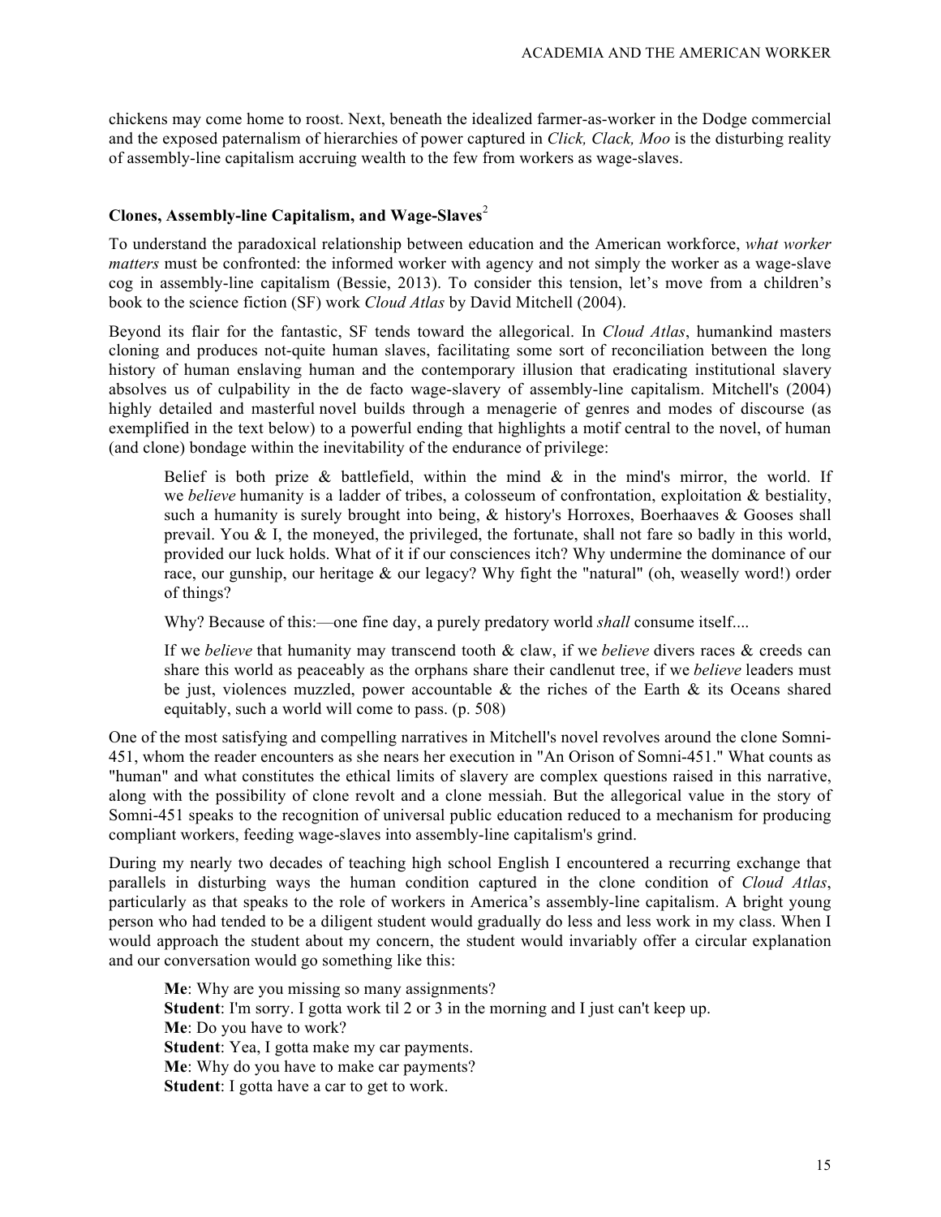chickens may come home to roost. Next, beneath the idealized farmer-as-worker in the Dodge commercial and the exposed paternalism of hierarchies of power captured in *Click, Clack, Moo* is the disturbing reality of assembly-line capitalism accruing wealth to the few from workers as wage-slaves.

### Clones, Assembly-line Capitalism, and Wage-Slaves[2]

To understand the paradoxical relationship between education and the American workforce, *what worker matters* must be confronted: the informed worker with agency and not simply the worker as a wage-slave cog in assembly-line capitalism (Bessie, 2013). To consider this tension, let's move from a children's book to the science fiction (SF) work *Cloud Atlas* by David Mitchell (2004).

Beyond its flair for the fantastic, SF tends toward the allegorical. In *Cloud Atlas*, humankind masters cloning and produces not-quite human slaves, facilitating some sort of reconciliation between the long history of human enslaving human and the contemporary illusion that eradicating institutional slavery absolves us of culpability in the de facto wage-slavery of assembly-line capitalism. Mitchell's (2004) highly detailed and masterful novel builds through a menagerie of genres and modes of discourse (as exemplified in the text below) to a powerful ending that highlights a motif central to the novel, of human (and clone) bondage within the inevitability of the endurance of privilege:

> Belief is both prize & battlefield, within the mind & in the mind's mirror, the world. If we *believe* humanity is a ladder of tribes, a colosseum of confrontation, exploitation & bestiality, such a humanity is surely brought into being, & history's Horroxes, Boerhaaves & Gooses shall prevail. You & I, the moneyed, the privileged, the fortunate, shall not fare so badly in this world, provided our luck holds. What of it if our consciences itch? Why undermine the dominance of our race, our gunship, our heritage & our legacy? Why fight the "natural" (oh, weaselly word!) order of things?
>
> Why? Because of this:—one fine day, a purely predatory world *shall* consume itself....
>
> If we *believe* that humanity may transcend tooth & claw, if we *believe* divers races & creeds can share this world as peaceably as the orphans share their candlenut tree, if we *believe* leaders must be just, violences muzzled, power accountable & the riches of the Earth & its Oceans shared equitably, such a world will come to pass. (p. 508)

One of the most satisfying and compelling narratives in Mitchell's novel revolves around the clone Somni-451, whom the reader encounters as she nears her execution in "An Orison of Somni-451." What counts as "human" and what constitutes the ethical limits of slavery are complex questions raised in this narrative, along with the possibility of clone revolt and a clone messiah. But the allegorical value in the story of Somni-451 speaks to the recognition of universal public education reduced to a mechanism for producing compliant workers, feeding wage-slaves into assembly-line capitalism's grind.

During my nearly two decades of teaching high school English I encountered a recurring exchange that parallels in disturbing ways the human condition captured in the clone condition of *Cloud Atlas*, particularly as that speaks to the role of workers in America's assembly-line capitalism. A bright young person who had tended to be a diligent student would gradually do less and less work in my class. When I would approach the student about my concern, the student would invariably offer a circular explanation and our conversation would go something like this:

> **Me**: Why are you missing so many assignments?
> **Student**: I'm sorry. I gotta work til 2 or 3 in the morning and I just can't keep up.
> **Me**: Do you have to work?
> **Student**: Yea, I gotta make my car payments.
> **Me**: Why do you have to make car payments?
> **Student**: I gotta have a car to get to work.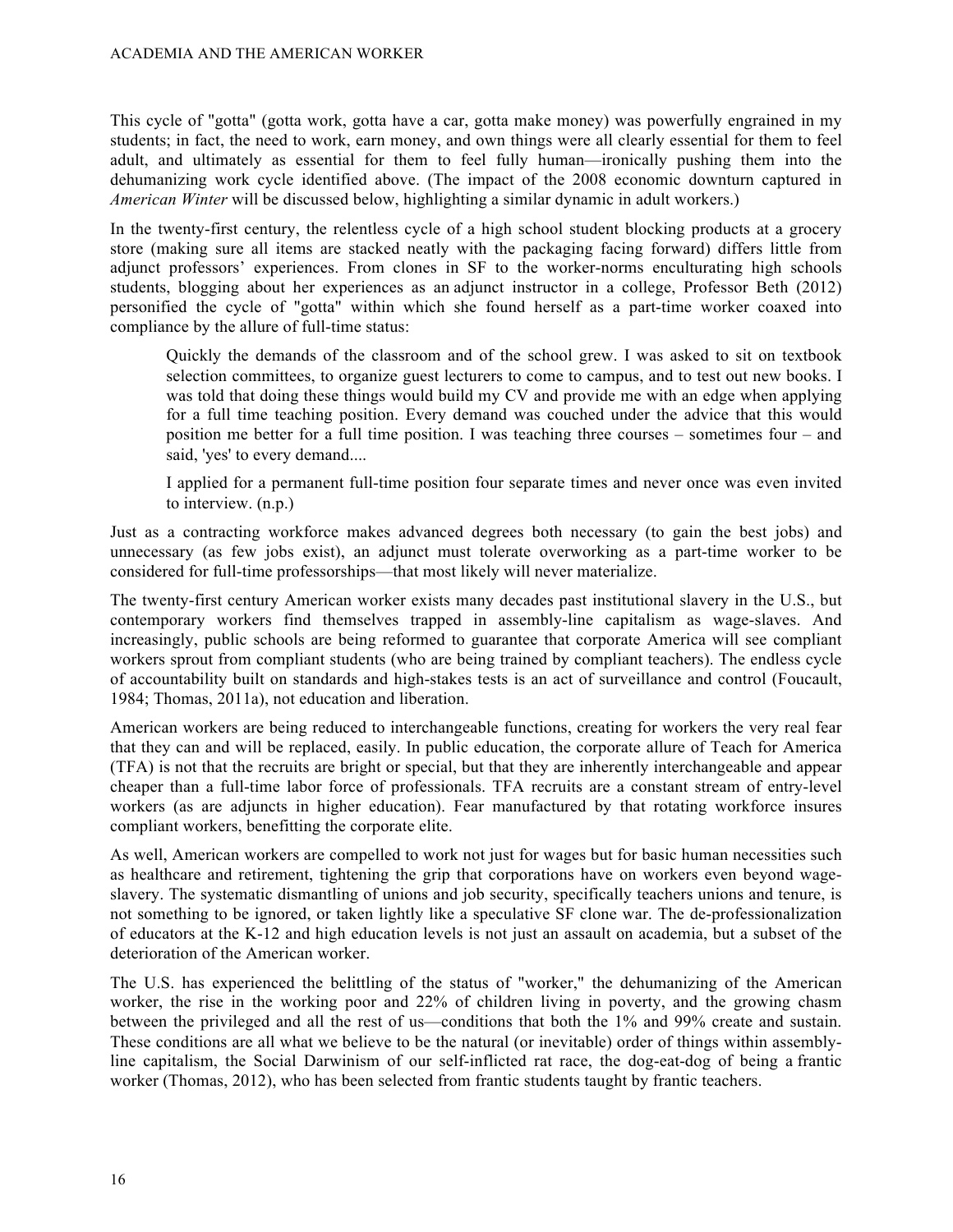This cycle of "gotta" (gotta work, gotta have a car, gotta make money) was powerfully engrained in my students; in fact, the need to work, earn money, and own things were all clearly essential for them to feel adult, and ultimately as essential for them to feel fully human—ironically pushing them into the dehumanizing work cycle identified above. (The impact of the 2008 economic downturn captured in *American Winter* will be discussed below, highlighting a similar dynamic in adult workers.)

In the twenty-first century, the relentless cycle of a high school student blocking products at a grocery store (making sure all items are stacked neatly with the packaging facing forward) differs little from adjunct professors' experiences. From clones in SF to the worker-norms enculturating high schools students, blogging about her experiences as an adjunct instructor in a college, Professor Beth (2012) personified the cycle of "gotta" within which she found herself as a part-time worker coaxed into compliance by the allure of full-time status:

> Quickly the demands of the classroom and of the school grew. I was asked to sit on textbook selection committees, to organize guest lecturers to come to campus, and to test out new books. I was told that doing these things would build my CV and provide me with an edge when applying for a full time teaching position. Every demand was couched under the advice that this would position me better for a full time position. I was teaching three courses – sometimes four – and said, 'yes' to every demand....
>
> I applied for a permanent full-time position four separate times and never once was even invited to interview. (n.p.)

Just as a contracting workforce makes advanced degrees both necessary (to gain the best jobs) and unnecessary (as few jobs exist), an adjunct must tolerate overworking as a part-time worker to be considered for full-time professorships—that most likely will never materialize.

The twenty-first century American worker exists many decades past institutional slavery in the U.S., but contemporary workers find themselves trapped in assembly-line capitalism as wage-slaves. And increasingly, public schools are being reformed to guarantee that corporate America will see compliant workers sprout from compliant students (who are being trained by compliant teachers). The endless cycle of accountability built on standards and high-stakes tests is an act of surveillance and control (Foucault, 1984; Thomas, 2011a), not education and liberation.

American workers are being reduced to interchangeable functions, creating for workers the very real fear that they can and will be replaced, easily. In public education, the corporate allure of Teach for America (TFA) is not that the recruits are bright or special, but that they are inherently interchangeable and appear cheaper than a full-time labor force of professionals. TFA recruits are a constant stream of entry-level workers (as are adjuncts in higher education). Fear manufactured by that rotating workforce insures compliant workers, benefitting the corporate elite.

As well, American workers are compelled to work not just for wages but for basic human necessities such as healthcare and retirement, tightening the grip that corporations have on workers even beyond wage-slavery. The systematic dismantling of unions and job security, specifically teachers unions and tenure, is not something to be ignored, or taken lightly like a speculative SF clone war. The de-professionalization of educators at the K-12 and high education levels is not just an assault on academia, but a subset of the deterioration of the American worker.

The U.S. has experienced the belittling of the status of "worker," the dehumanizing of the American worker, the rise in the working poor and 22% of children living in poverty, and the growing chasm between the privileged and all the rest of us—conditions that both the 1% and 99% create and sustain. These conditions are all what we believe to be the natural (or inevitable) order of things within assembly-line capitalism, the Social Darwinism of our self-inflicted rat race, the dog-eat-dog of being a frantic worker (Thomas, 2012), who has been selected from frantic students taught by frantic teachers.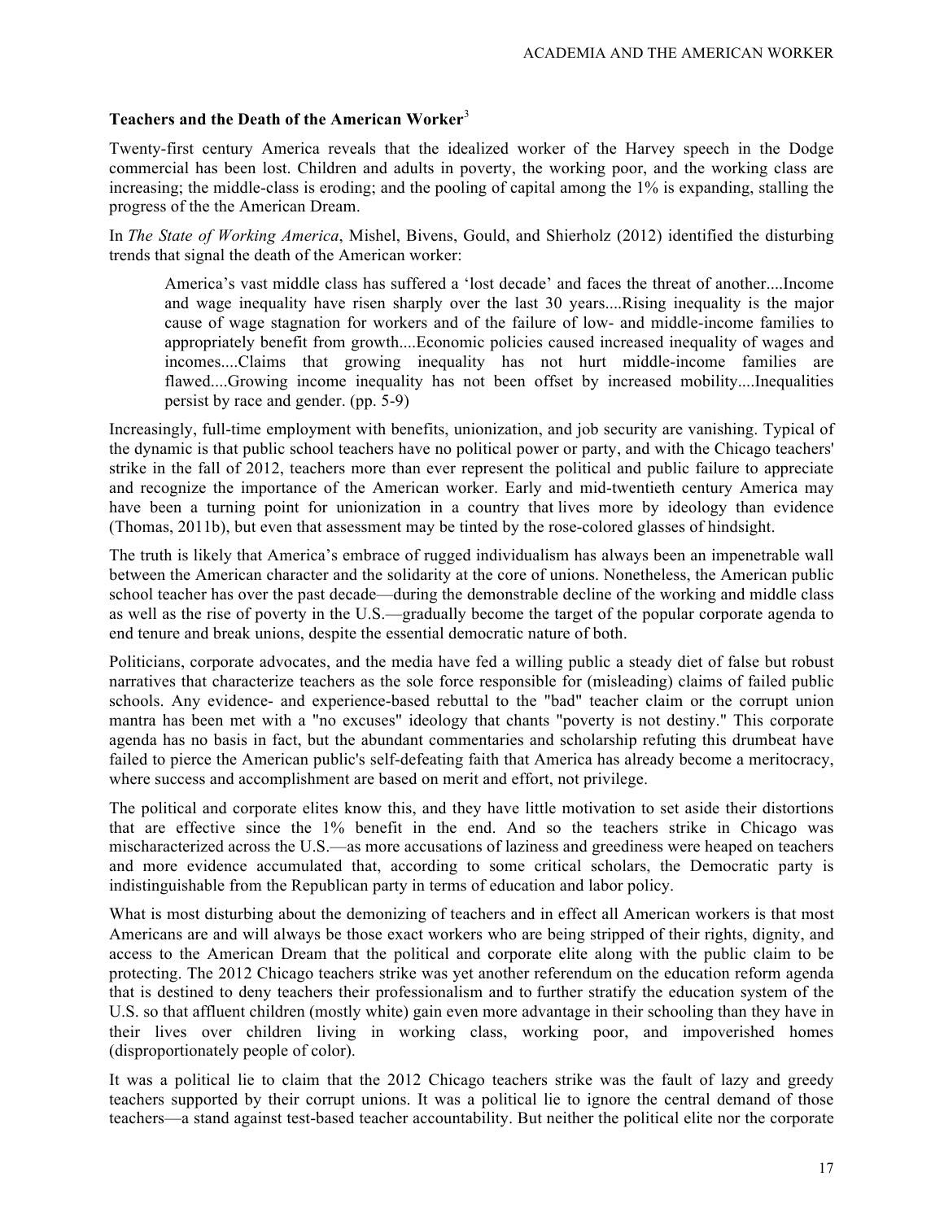**Teachers and the Death of the American Worker**[3]

Twenty-first century America reveals that the idealized worker of the Harvey speech in the Dodge commercial has been lost. Children and adults in poverty, the working poor, and the working class are increasing; the middle-class is eroding; and the pooling of capital among the 1% is expanding, stalling the progress of the the American Dream.

In *The State of Working America*, Mishel, Bivens, Gould, and Shierholz (2012) identified the disturbing trends that signal the death of the American worker:

> America's vast middle class has suffered a 'lost decade' and faces the threat of another....Income and wage inequality have risen sharply over the last 30 years....Rising inequality is the major cause of wage stagnation for workers and of the failure of low- and middle-income families to appropriately benefit from growth....Economic policies caused increased inequality of wages and incomes....Claims that growing inequality has not hurt middle-income families are flawed....Growing income inequality has not been offset by increased mobility....Inequalities persist by race and gender. (pp. 5-9)

Increasingly, full-time employment with benefits, unionization, and job security are vanishing. Typical of the dynamic is that public school teachers have no political power or party, and with the Chicago teachers' strike in the fall of 2012, teachers more than ever represent the political and public failure to appreciate and recognize the importance of the American worker. Early and mid-twentieth century America may have been a turning point for unionization in a country that lives more by ideology than evidence (Thomas, 2011b), but even that assessment may be tinted by the rose-colored glasses of hindsight.

The truth is likely that America's embrace of rugged individualism has always been an impenetrable wall between the American character and the solidarity at the core of unions. Nonetheless, the American public school teacher has over the past decade—during the demonstrable decline of the working and middle class as well as the rise of poverty in the U.S.—gradually become the target of the popular corporate agenda to end tenure and break unions, despite the essential democratic nature of both.

Politicians, corporate advocates, and the media have fed a willing public a steady diet of false but robust narratives that characterize teachers as the sole force responsible for (misleading) claims of failed public schools. Any evidence- and experience-based rebuttal to the "bad" teacher claim or the corrupt union mantra has been met with a "no excuses" ideology that chants "poverty is not destiny." This corporate agenda has no basis in fact, but the abundant commentaries and scholarship refuting this drumbeat have failed to pierce the American public's self-defeating faith that America has already become a meritocracy, where success and accomplishment are based on merit and effort, not privilege.

The political and corporate elites know this, and they have little motivation to set aside their distortions that are effective since the 1% benefit in the end. And so the teachers strike in Chicago was mischaracterized across the U.S.—as more accusations of laziness and greediness were heaped on teachers and more evidence accumulated that, according to some critical scholars, the Democratic party is indistinguishable from the Republican party in terms of education and labor policy.

What is most disturbing about the demonizing of teachers and in effect all American workers is that most Americans are and will always be those exact workers who are being stripped of their rights, dignity, and access to the American Dream that the political and corporate elite along with the public claim to be protecting. The 2012 Chicago teachers strike was yet another referendum on the education reform agenda that is destined to deny teachers their professionalism and to further stratify the education system of the U.S. so that affluent children (mostly white) gain even more advantage in their schooling than they have in their lives over children living in working class, working poor, and impoverished homes (disproportionately people of color).

It was a political lie to claim that the 2012 Chicago teachers strike was the fault of lazy and greedy teachers supported by their corrupt unions. It was a political lie to ignore the central demand of those teachers—a stand against test-based teacher accountability. But neither the political elite nor the corporate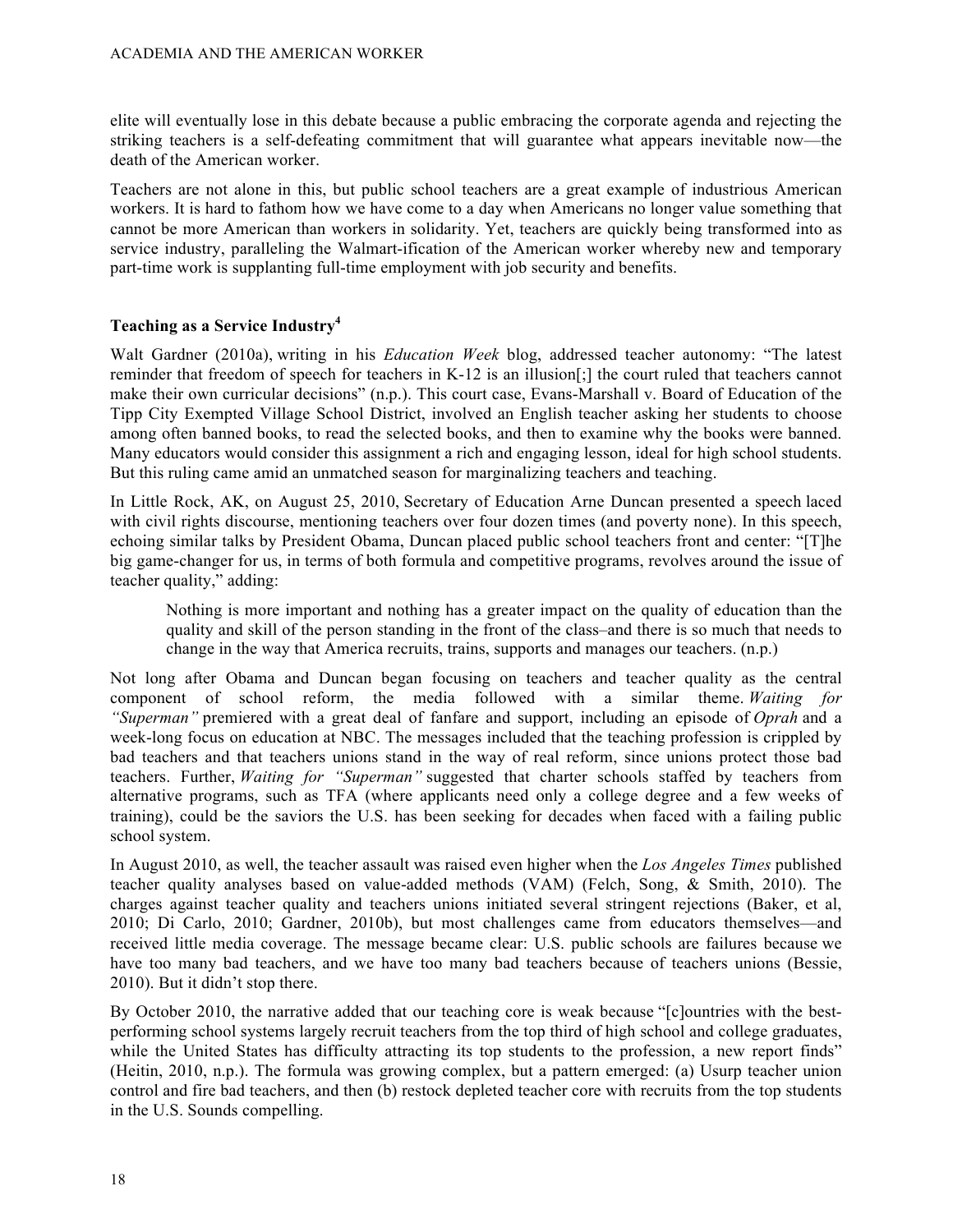elite will eventually lose in this debate because a public embracing the corporate agenda and rejecting the striking teachers is a self-defeating commitment that will guarantee what appears inevitable now—the death of the American worker.

Teachers are not alone in this, but public school teachers are a great example of industrious American workers. It is hard to fathom how we have come to a day when Americans no longer value something that cannot be more American than workers in solidarity. Yet, teachers are quickly being transformed into as service industry, paralleling the Walmart-ification of the American worker whereby new and temporary part-time work is supplanting full-time employment with job security and benefits.

### Teaching as a Service Industry[4]

Walt Gardner (2010a), writing in his *Education Week* blog, addressed teacher autonomy: "The latest reminder that freedom of speech for teachers in K-12 is an illusion[;] the court ruled that teachers cannot make their own curricular decisions" (n.p.). This court case, Evans-Marshall v. Board of Education of the Tipp City Exempted Village School District, involved an English teacher asking her students to choose among often banned books, to read the selected books, and then to examine why the books were banned. Many educators would consider this assignment a rich and engaging lesson, ideal for high school students. But this ruling came amid an unmatched season for marginalizing teachers and teaching.

In Little Rock, AK, on August 25, 2010, Secretary of Education Arne Duncan presented a speech laced with civil rights discourse, mentioning teachers over four dozen times (and poverty none). In this speech, echoing similar talks by President Obama, Duncan placed public school teachers front and center: "[T]he big game-changer for us, in terms of both formula and competitive programs, revolves around the issue of teacher quality," adding:

> Nothing is more important and nothing has a greater impact on the quality of education than the quality and skill of the person standing in the front of the class–and there is so much that needs to change in the way that America recruits, trains, supports and manages our teachers. (n.p.)

Not long after Obama and Duncan began focusing on teachers and teacher quality as the central component of school reform, the media followed with a similar theme. *Waiting for "Superman"* premiered with a great deal of fanfare and support, including an episode of *Oprah* and a week-long focus on education at NBC. The messages included that the teaching profession is crippled by bad teachers and that teachers unions stand in the way of real reform, since unions protect those bad teachers. Further, *Waiting for "Superman"* suggested that charter schools staffed by teachers from alternative programs, such as TFA (where applicants need only a college degree and a few weeks of training), could be the saviors the U.S. has been seeking for decades when faced with a failing public school system.

In August 2010, as well, the teacher assault was raised even higher when the *Los Angeles Times* published teacher quality analyses based on value-added methods (VAM) (Felch, Song, & Smith, 2010). The charges against teacher quality and teachers unions initiated several stringent rejections (Baker, et al, 2010; Di Carlo, 2010; Gardner, 2010b), but most challenges came from educators themselves—and received little media coverage. The message became clear: U.S. public schools are failures because we have too many bad teachers, and we have too many bad teachers because of teachers unions (Bessie, 2010). But it didn't stop there.

By October 2010, the narrative added that our teaching core is weak because "[c]ountries with the best-performing school systems largely recruit teachers from the top third of high school and college graduates, while the United States has difficulty attracting its top students to the profession, a new report finds" (Heitin, 2010, n.p.). The formula was growing complex, but a pattern emerged: (a) Usurp teacher union control and fire bad teachers, and then (b) restock depleted teacher core with recruits from the top students in the U.S. Sounds compelling.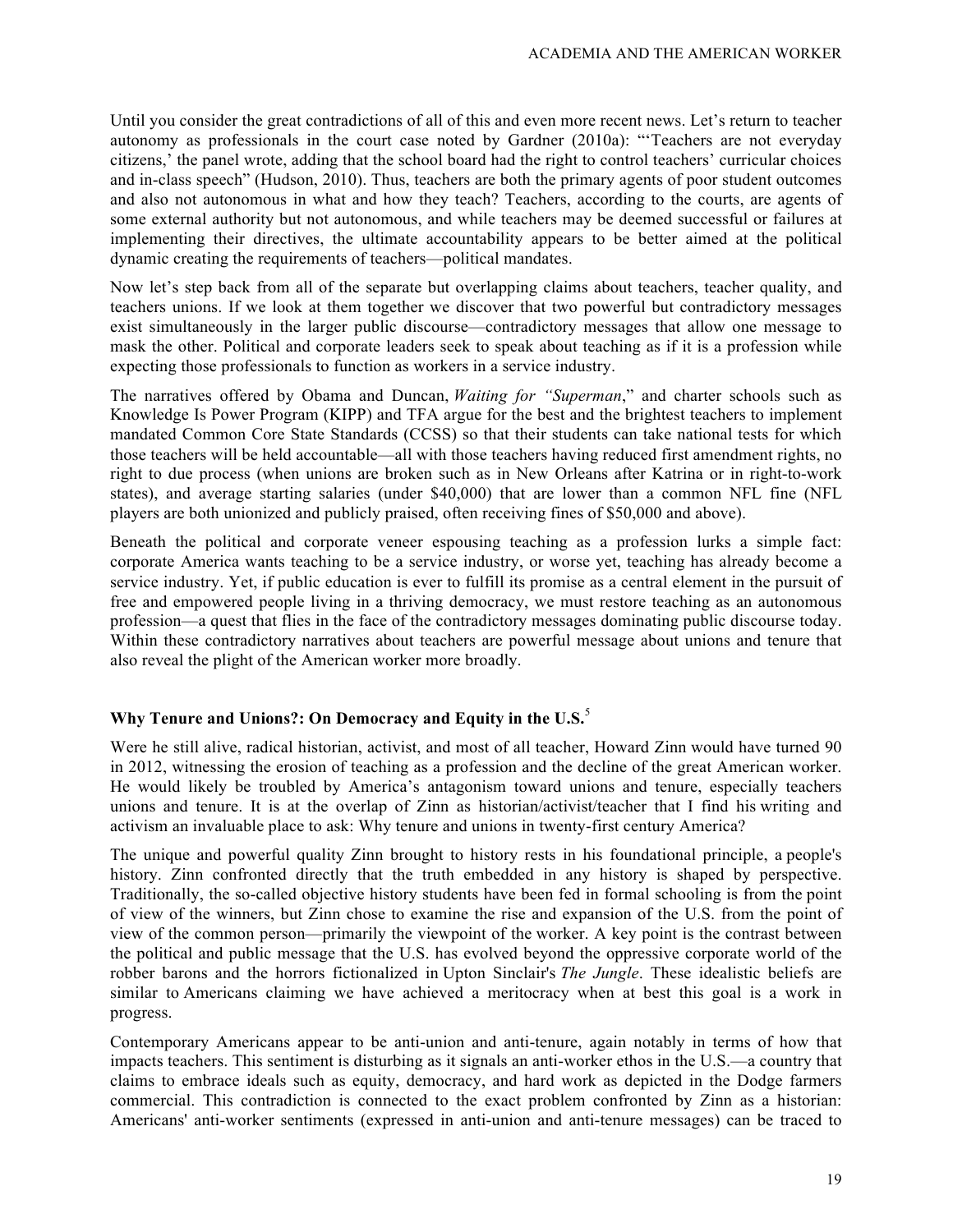Until you consider the great contradictions of all of this and even more recent news. Let's return to teacher autonomy as professionals in the court case noted by Gardner (2010a): "'Teachers are not everyday citizens,' the panel wrote, adding that the school board had the right to control teachers' curricular choices and in-class speech" (Hudson, 2010). Thus, teachers are both the primary agents of poor student outcomes and also not autonomous in what and how they teach? Teachers, according to the courts, are agents of some external authority but not autonomous, and while teachers may be deemed successful or failures at implementing their directives, the ultimate accountability appears to be better aimed at the political dynamic creating the requirements of teachers—political mandates.

Now let's step back from all of the separate but overlapping claims about teachers, teacher quality, and teachers unions. If we look at them together we discover that two powerful but contradictory messages exist simultaneously in the larger public discourse—contradictory messages that allow one message to mask the other. Political and corporate leaders seek to speak about teaching as if it is a profession while expecting those professionals to function as workers in a service industry.

The narratives offered by Obama and Duncan, *Waiting for "Superman*," and charter schools such as Knowledge Is Power Program (KIPP) and TFA argue for the best and the brightest teachers to implement mandated Common Core State Standards (CCSS) so that their students can take national tests for which those teachers will be held accountable—all with those teachers having reduced first amendment rights, no right to due process (when unions are broken such as in New Orleans after Katrina or in right-to-work states), and average starting salaries (under $40,000) that are lower than a common NFL fine (NFL players are both unionized and publicly praised, often receiving fines of $50,000 and above).

Beneath the political and corporate veneer espousing teaching as a profession lurks a simple fact: corporate America wants teaching to be a service industry, or worse yet, teaching has already become a service industry. Yet, if public education is ever to fulfill its promise as a central element in the pursuit of free and empowered people living in a thriving democracy, we must restore teaching as an autonomous profession—a quest that flies in the face of the contradictory messages dominating public discourse today. Within these contradictory narratives about teachers are powerful message about unions and tenure that also reveal the plight of the American worker more broadly.

## Why Tenure and Unions?: On Democracy and Equity in the U.S.[5]

Were he still alive, radical historian, activist, and most of all teacher, Howard Zinn would have turned 90 in 2012, witnessing the erosion of teaching as a profession and the decline of the great American worker. He would likely be troubled by America's antagonism toward unions and tenure, especially teachers unions and tenure. It is at the overlap of Zinn as historian/activist/teacher that I find his writing and activism an invaluable place to ask: Why tenure and unions in twenty-first century America?

The unique and powerful quality Zinn brought to history rests in his foundational principle, a people's history. Zinn confronted directly that the truth embedded in any history is shaped by perspective. Traditionally, the so-called objective history students have been fed in formal schooling is from the point of view of the winners, but Zinn chose to examine the rise and expansion of the U.S. from the point of view of the common person—primarily the viewpoint of the worker. A key point is the contrast between the political and public message that the U.S. has evolved beyond the oppressive corporate world of the robber barons and the horrors fictionalized in Upton Sinclair's *The Jungle*. These idealistic beliefs are similar to Americans claiming we have achieved a meritocracy when at best this goal is a work in progress.

Contemporary Americans appear to be anti-union and anti-tenure, again notably in terms of how that impacts teachers. This sentiment is disturbing as it signals an anti-worker ethos in the U.S.—a country that claims to embrace ideals such as equity, democracy, and hard work as depicted in the Dodge farmers commercial. This contradiction is connected to the exact problem confronted by Zinn as a historian: Americans' anti-worker sentiments (expressed in anti-union and anti-tenure messages) can be traced to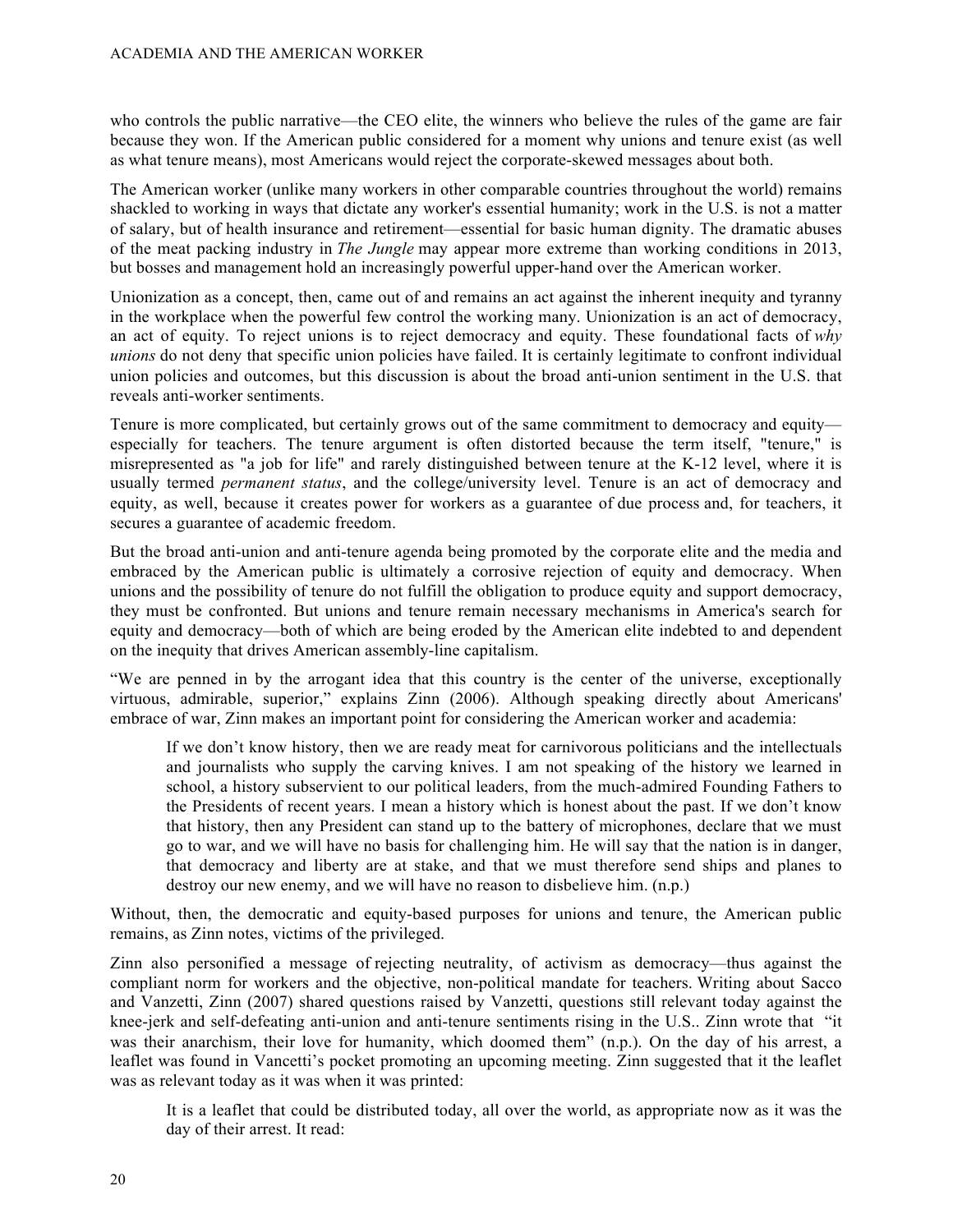who controls the public narrative—the CEO elite, the winners who believe the rules of the game are fair because they won. If the American public considered for a moment why unions and tenure exist (as well as what tenure means), most Americans would reject the corporate-skewed messages about both.

The American worker (unlike many workers in other comparable countries throughout the world) remains shackled to working in ways that dictate any worker's essential humanity; work in the U.S. is not a matter of salary, but of health insurance and retirement—essential for basic human dignity. The dramatic abuses of the meat packing industry in *The Jungle* may appear more extreme than working conditions in 2013, but bosses and management hold an increasingly powerful upper-hand over the American worker.

Unionization as a concept, then, came out of and remains an act against the inherent inequity and tyranny in the workplace when the powerful few control the working many. Unionization is an act of democracy, an act of equity. To reject unions is to reject democracy and equity. These foundational facts of *why unions* do not deny that specific union policies have failed. It is certainly legitimate to confront individual union policies and outcomes, but this discussion is about the broad anti-union sentiment in the U.S. that reveals anti-worker sentiments.

Tenure is more complicated, but certainly grows out of the same commitment to democracy and equity—especially for teachers. The tenure argument is often distorted because the term itself, "tenure," is misrepresented as "a job for life" and rarely distinguished between tenure at the K-12 level, where it is usually termed *permanent status*, and the college/university level. Tenure is an act of democracy and equity, as well, because it creates power for workers as a guarantee of due process and, for teachers, it secures a guarantee of academic freedom.

But the broad anti-union and anti-tenure agenda being promoted by the corporate elite and the media and embraced by the American public is ultimately a corrosive rejection of equity and democracy. When unions and the possibility of tenure do not fulfill the obligation to produce equity and support democracy, they must be confronted. But unions and tenure remain necessary mechanisms in America's search for equity and democracy—both of which are being eroded by the American elite indebted to and dependent on the inequity that drives American assembly-line capitalism.

"We are penned in by the arrogant idea that this country is the center of the universe, exceptionally virtuous, admirable, superior," explains Zinn (2006). Although speaking directly about Americans' embrace of war, Zinn makes an important point for considering the American worker and academia:

> If we don't know history, then we are ready meat for carnivorous politicians and the intellectuals and journalists who supply the carving knives. I am not speaking of the history we learned in school, a history subservient to our political leaders, from the much-admired Founding Fathers to the Presidents of recent years. I mean a history which is honest about the past. If we don't know that history, then any President can stand up to the battery of microphones, declare that we must go to war, and we will have no basis for challenging him. He will say that the nation is in danger, that democracy and liberty are at stake, and that we must therefore send ships and planes to destroy our new enemy, and we will have no reason to disbelieve him. (n.p.)

Without, then, the democratic and equity-based purposes for unions and tenure, the American public remains, as Zinn notes, victims of the privileged.

Zinn also personified a message of rejecting neutrality, of activism as democracy—thus against the compliant norm for workers and the objective, non-political mandate for teachers. Writing about Sacco and Vanzetti, Zinn (2007) shared questions raised by Vanzetti, questions still relevant today against the knee-jerk and self-defeating anti-union and anti-tenure sentiments rising in the U.S.. Zinn wrote that "it was their anarchism, their love for humanity, which doomed them" (n.p.). On the day of his arrest, a leaflet was found in Vancetti's pocket promoting an upcoming meeting. Zinn suggested that it the leaflet was as relevant today as it was when it was printed:

> It is a leaflet that could be distributed today, all over the world, as appropriate now as it was the day of their arrest. It read: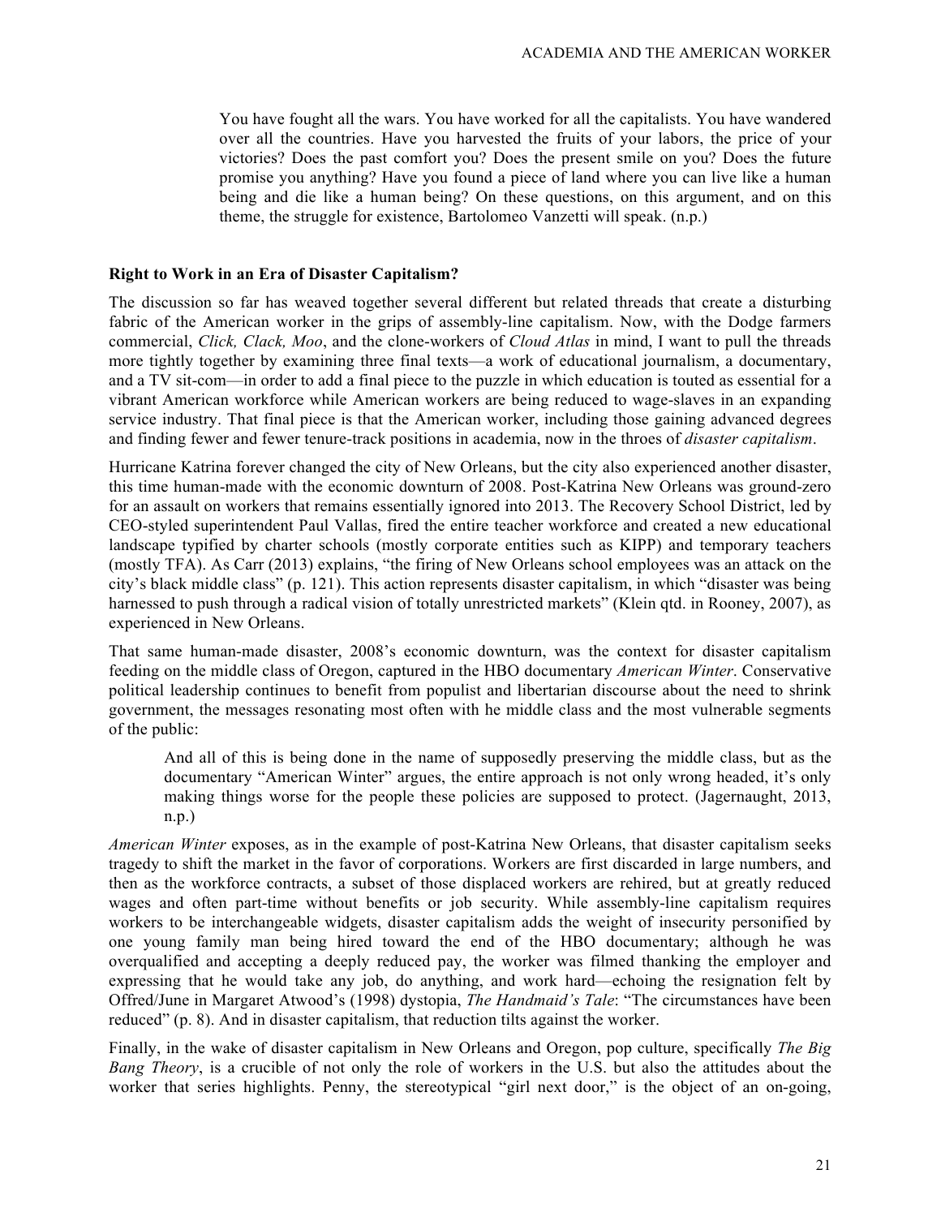> You have fought all the wars. You have worked for all the capitalists. You have wandered over all the countries. Have you harvested the fruits of your labors, the price of your victories? Does the past comfort you? Does the present smile on you? Does the future promise you anything? Have you found a piece of land where you can live like a human being and die like a human being? On these questions, on this argument, and on this theme, the struggle for existence, Bartolomeo Vanzetti will speak. (n.p.)

**Right to Work in an Era of Disaster Capitalism?**

The discussion so far has weaved together several different but related threads that create a disturbing fabric of the American worker in the grips of assembly-line capitalism. Now, with the Dodge farmers commercial, *Click, Clack, Moo*, and the clone-workers of *Cloud Atlas* in mind, I want to pull the threads more tightly together by examining three final texts—a work of educational journalism, a documentary, and a TV sit-com—in order to add a final piece to the puzzle in which education is touted as essential for a vibrant American workforce while American workers are being reduced to wage-slaves in an expanding service industry. That final piece is that the American worker, including those gaining advanced degrees and finding fewer and fewer tenure-track positions in academia, now in the throes of *disaster capitalism*.

Hurricane Katrina forever changed the city of New Orleans, but the city also experienced another disaster, this time human-made with the economic downturn of 2008. Post-Katrina New Orleans was ground-zero for an assault on workers that remains essentially ignored into 2013. The Recovery School District, led by CEO-styled superintendent Paul Vallas, fired the entire teacher workforce and created a new educational landscape typified by charter schools (mostly corporate entities such as KIPP) and temporary teachers (mostly TFA). As Carr (2013) explains, "the firing of New Orleans school employees was an attack on the city's black middle class" (p. 121). This action represents disaster capitalism, in which "disaster was being harnessed to push through a radical vision of totally unrestricted markets" (Klein qtd. in Rooney, 2007), as experienced in New Orleans.

That same human-made disaster, 2008's economic downturn, was the context for disaster capitalism feeding on the middle class of Oregon, captured in the HBO documentary *American Winter*. Conservative political leadership continues to benefit from populist and libertarian discourse about the need to shrink government, the messages resonating most often with he middle class and the most vulnerable segments of the public:

> And all of this is being done in the name of supposedly preserving the middle class, but as the documentary "American Winter" argues, the entire approach is not only wrong headed, it's only making things worse for the people these policies are supposed to protect. (Jagernaught, 2013, n.p.)

*American Winter* exposes, as in the example of post-Katrina New Orleans, that disaster capitalism seeks tragedy to shift the market in the favor of corporations. Workers are first discarded in large numbers, and then as the workforce contracts, a subset of those displaced workers are rehired, but at greatly reduced wages and often part-time without benefits or job security. While assembly-line capitalism requires workers to be interchangeable widgets, disaster capitalism adds the weight of insecurity personified by one young family man being hired toward the end of the HBO documentary; although he was overqualified and accepting a deeply reduced pay, the worker was filmed thanking the employer and expressing that he would take any job, do anything, and work hard—echoing the resignation felt by Offred/June in Margaret Atwood's (1998) dystopia, *The Handmaid's Tale*: "The circumstances have been reduced" (p. 8). And in disaster capitalism, that reduction tilts against the worker.

Finally, in the wake of disaster capitalism in New Orleans and Oregon, pop culture, specifically *The Big Bang Theory*, is a crucible of not only the role of workers in the U.S. but also the attitudes about the worker that series highlights. Penny, the stereotypical "girl next door," is the object of an on-going,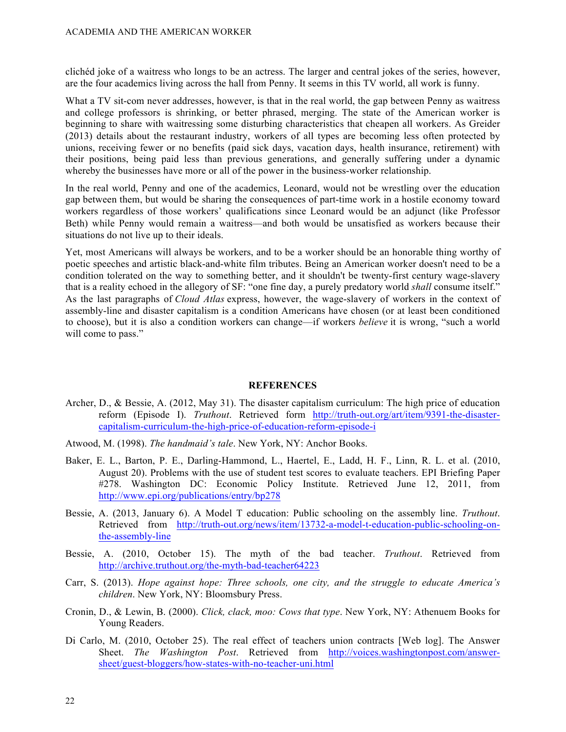clichéd joke of a waitress who longs to be an actress. The larger and central jokes of the series, however, are the four academics living across the hall from Penny. It seems in this TV world, all work is funny.

What a TV sit-com never addresses, however, is that in the real world, the gap between Penny as waitress and college professors is shrinking, or better phrased, merging. The state of the American worker is beginning to share with waitressing some disturbing characteristics that cheapen all workers. As Greider (2013) details about the restaurant industry, workers of all types are becoming less often protected by unions, receiving fewer or no benefits (paid sick days, vacation days, health insurance, retirement) with their positions, being paid less than previous generations, and generally suffering under a dynamic whereby the businesses have more or all of the power in the business-worker relationship.

In the real world, Penny and one of the academics, Leonard, would not be wrestling over the education gap between them, but would be sharing the consequences of part-time work in a hostile economy toward workers regardless of those workers' qualifications since Leonard would be an adjunct (like Professor Beth) while Penny would remain a waitress—and both would be unsatisfied as workers because their situations do not live up to their ideals.

Yet, most Americans will always be workers, and to be a worker should be an honorable thing worthy of poetic speeches and artistic black-and-white film tributes. Being an American worker doesn't need to be a condition tolerated on the way to something better, and it shouldn't be twenty-first century wage-slavery that is a reality echoed in the allegory of SF: "one fine day, a purely predatory world *shall* consume itself." As the last paragraphs of *Cloud Atlas* express, however, the wage-slavery of workers in the context of assembly-line and disaster capitalism is a condition Americans have chosen (or at least been conditioned to choose), but it is also a condition workers can change—if workers *believe* it is wrong, "such a world will come to pass."

## REFERENCES

Archer, D., & Bessie, A. (2012, May 31). The disaster capitalism curriculum: The high price of education reform (Episode I). *Truthout*. Retrieved form http://truth-out.org/art/item/9391-the-disaster-capitalism-curriculum-the-high-price-of-education-reform-episode-i

Atwood, M. (1998). *The handmaid's tale*. New York, NY: Anchor Books.

Baker, E. L., Barton, P. E., Darling-Hammond, L., Haertel, E., Ladd, H. F., Linn, R. L. et al. (2010, August 20). Problems with the use of student test scores to evaluate teachers. EPI Briefing Paper #278. Washington DC: Economic Policy Institute. Retrieved June 12, 2011, from http://www.epi.org/publications/entry/bp278

Bessie, A. (2013, January 6). A Model T education: Public schooling on the assembly line. *Truthout*. Retrieved from http://truth-out.org/news/item/13732-a-model-t-education-public-schooling-on-the-assembly-line

Bessie, A. (2010, October 15). The myth of the bad teacher. *Truthout*. Retrieved from http://archive.truthout.org/the-myth-bad-teacher64223

Carr, S. (2013). *Hope against hope: Three schools, one city, and the struggle to educate America's children*. New York, NY: Bloomsbury Press.

Cronin, D., & Lewin, B. (2000). *Click, clack, moo: Cows that type*. New York, NY: Athenuem Books for Young Readers.

Di Carlo, M. (2010, October 25). The real effect of teachers union contracts [Web log]. The Answer Sheet. *The Washington Post*. Retrieved from http://voices.washingtonpost.com/answer-sheet/guest-bloggers/how-states-with-no-teacher-uni.html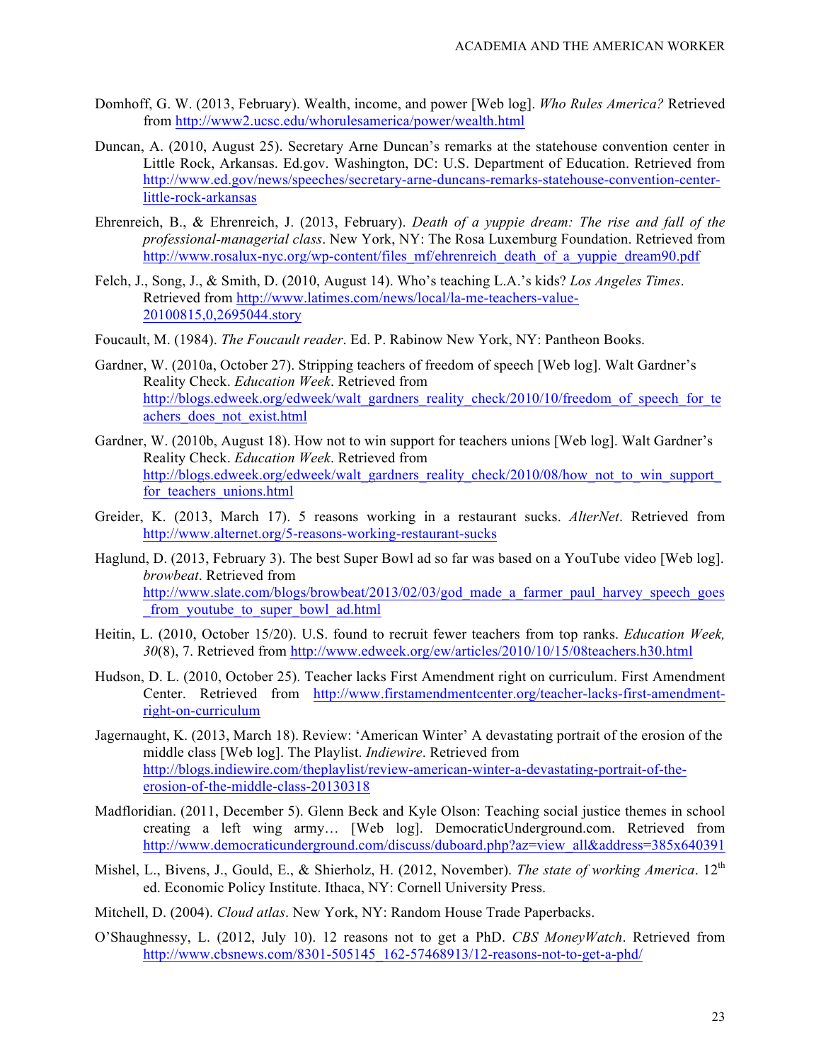Domhoff, G. W. (2013, February). Wealth, income, and power [Web log]. *Who Rules America?* Retrieved from http://www2.ucsc.edu/whorulesamerica/power/wealth.html

Duncan, A. (2010, August 25). Secretary Arne Duncan's remarks at the statehouse convention center in Little Rock, Arkansas. Ed.gov. Washington, DC: U.S. Department of Education. Retrieved from http://www.ed.gov/news/speeches/secretary-arne-duncans-remarks-statehouse-convention-center-little-rock-arkansas

Ehrenreich, B., & Ehrenreich, J. (2013, February). *Death of a yuppie dream: The rise and fall of the professional-managerial class*. New York, NY: The Rosa Luxemburg Foundation. Retrieved from http://www.rosalux-nyc.org/wp-content/files_mf/ehrenreich_death_of_a_yuppie_dream90.pdf

Felch, J., Song, J., & Smith, D. (2010, August 14). Who's teaching L.A.'s kids? *Los Angeles Times*. Retrieved from http://www.latimes.com/news/local/la-me-teachers-value-20100815,0,2695044.story

Foucault, M. (1984). *The Foucault reader*. Ed. P. Rabinow New York, NY: Pantheon Books.

Gardner, W. (2010a, October 27). Stripping teachers of freedom of speech [Web log]. Walt Gardner's Reality Check. *Education Week*. Retrieved from http://blogs.edweek.org/edweek/walt_gardners_reality_check/2010/10/freedom_of_speech_for_teachers_does_not_exist.html

Gardner, W. (2010b, August 18). How not to win support for teachers unions [Web log]. Walt Gardner's Reality Check. *Education Week*. Retrieved from http://blogs.edweek.org/edweek/walt_gardners_reality_check/2010/08/how_not_to_win_support_for_teachers_unions.html

Greider, K. (2013, March 17). 5 reasons working in a restaurant sucks. *AlterNet*. Retrieved from http://www.alternet.org/5-reasons-working-restaurant-sucks

Haglund, D. (2013, February 3). The best Super Bowl ad so far was based on a YouTube video [Web log]. *browbeat*. Retrieved from http://www.slate.com/blogs/browbeat/2013/02/03/god_made_a_farmer_paul_harvey_speech_goes_from_youtube_to_super_bowl_ad.html

Heitin, L. (2010, October 15/20). U.S. found to recruit fewer teachers from top ranks. *Education Week, 30*(8), 7. Retrieved from http://www.edweek.org/ew/articles/2010/10/15/08teachers.h30.html

Hudson, D. L. (2010, October 25). Teacher lacks First Amendment right on curriculum. First Amendment Center. Retrieved from http://www.firstamendmentcenter.org/teacher-lacks-first-amendment-right-on-curriculum

Jagernaught, K. (2013, March 18). Review: 'American Winter' A devastating portrait of the erosion of the middle class [Web log]. The Playlist. *Indiewire*. Retrieved from http://blogs.indiewire.com/theplaylist/review-american-winter-a-devastating-portrait-of-the-erosion-of-the-middle-class-20130318

Madfloridian. (2011, December 5). Glenn Beck and Kyle Olson: Teaching social justice themes in school creating a left wing army… [Web log]. DemocraticUnderground.com. Retrieved from http://www.democraticunderground.com/discuss/duboard.php?az=view_all&address=385x640391

Mishel, L., Bivens, J., Gould, E., & Shierholz, H. (2012, November). *The state of working America*. 12th ed. Economic Policy Institute. Ithaca, NY: Cornell University Press.

Mitchell, D. (2004). *Cloud atlas*. New York, NY: Random House Trade Paperbacks.

O'Shaughnessy, L. (2012, July 10). 12 reasons not to get a PhD. *CBS MoneyWatch*. Retrieved from http://www.cbsnews.com/8301-505145_162-57468913/12-reasons-not-to-get-a-phd/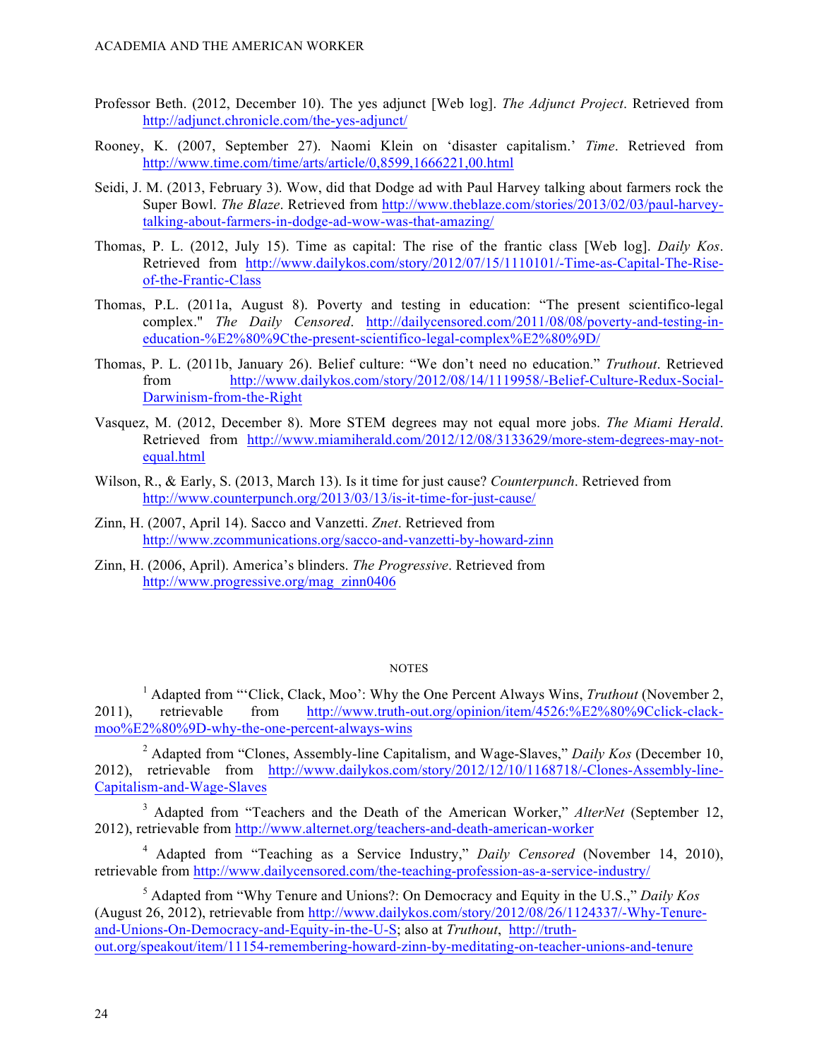Professor Beth. (2012, December 10). The yes adjunct [Web log]. *The Adjunct Project*. Retrieved from http://adjunct.chronicle.com/the-yes-adjunct/

Rooney, K. (2007, September 27). Naomi Klein on 'disaster capitalism.' *Time*. Retrieved from http://www.time.com/time/arts/article/0,8599,1666221,00.html

Seidi, J. M. (2013, February 3). Wow, did that Dodge ad with Paul Harvey talking about farmers rock the Super Bowl. *The Blaze*. Retrieved from http://www.theblaze.com/stories/2013/02/03/paul-harvey-talking-about-farmers-in-dodge-ad-wow-was-that-amazing/

Thomas, P. L. (2012, July 15). Time as capital: The rise of the frantic class [Web log]. *Daily Kos*. Retrieved from http://www.dailykos.com/story/2012/07/15/1110101/-Time-as-Capital-The-Rise-of-the-Frantic-Class

Thomas, P.L. (2011a, August 8). Poverty and testing in education: "The present scientifico-legal complex." *The Daily Censored*. http://dailycensored.com/2011/08/08/poverty-and-testing-in-education-%E2%80%9Cthe-present-scientifico-legal-complex%E2%80%9D/

Thomas, P. L. (2011b, January 26). Belief culture: "We don't need no education." *Truthout*. Retrieved from http://www.dailykos.com/story/2012/08/14/1119958/-Belief-Culture-Redux-Social-Darwinism-from-the-Right

Vasquez, M. (2012, December 8). More STEM degrees may not equal more jobs. *The Miami Herald*. Retrieved from http://www.miamiherald.com/2012/12/08/3133629/more-stem-degrees-may-not-equal.html

Wilson, R., & Early, S. (2013, March 13). Is it time for just cause? *Counterpunch*. Retrieved from http://www.counterpunch.org/2013/03/13/is-it-time-for-just-cause/

Zinn, H. (2007, April 14). Sacco and Vanzetti. *Znet*. Retrieved from http://www.zcommunications.org/sacco-and-vanzetti-by-howard-zinn

Zinn, H. (2006, April). America's blinders. *The Progressive*. Retrieved from http://www.progressive.org/mag_zinn0406

## NOTES

[1] Adapted from "'Click, Clack, Moo': Why the One Percent Always Wins, *Truthout* (November 2, 2011), retrievable from http://www.truth-out.org/opinion/item/4526:%E2%80%9Cclick-clack-moo%E2%80%9D-why-the-one-percent-always-wins

[2] Adapted from "Clones, Assembly-line Capitalism, and Wage-Slaves," *Daily Kos* (December 10, 2012), retrievable from http://www.dailykos.com/story/2012/12/10/1168718/-Clones-Assembly-line-Capitalism-and-Wage-Slaves

[3] Adapted from "Teachers and the Death of the American Worker," *AlterNet* (September 12, 2012), retrievable from http://www.alternet.org/teachers-and-death-american-worker

[4] Adapted from "Teaching as a Service Industry," *Daily Censored* (November 14, 2010), retrievable from http://www.dailycensored.com/the-teaching-profession-as-a-service-industry/

[5] Adapted from "Why Tenure and Unions?: On Democracy and Equity in the U.S.," *Daily Kos* (August 26, 2012), retrievable from http://www.dailykos.com/story/2012/08/26/1124337/-Why-Tenure-and-Unions-On-Democracy-and-Equity-in-the-U-S; also at *Truthout*, http://truth-out.org/speakout/item/11154-remembering-howard-zinn-by-meditating-on-teacher-unions-and-tenure